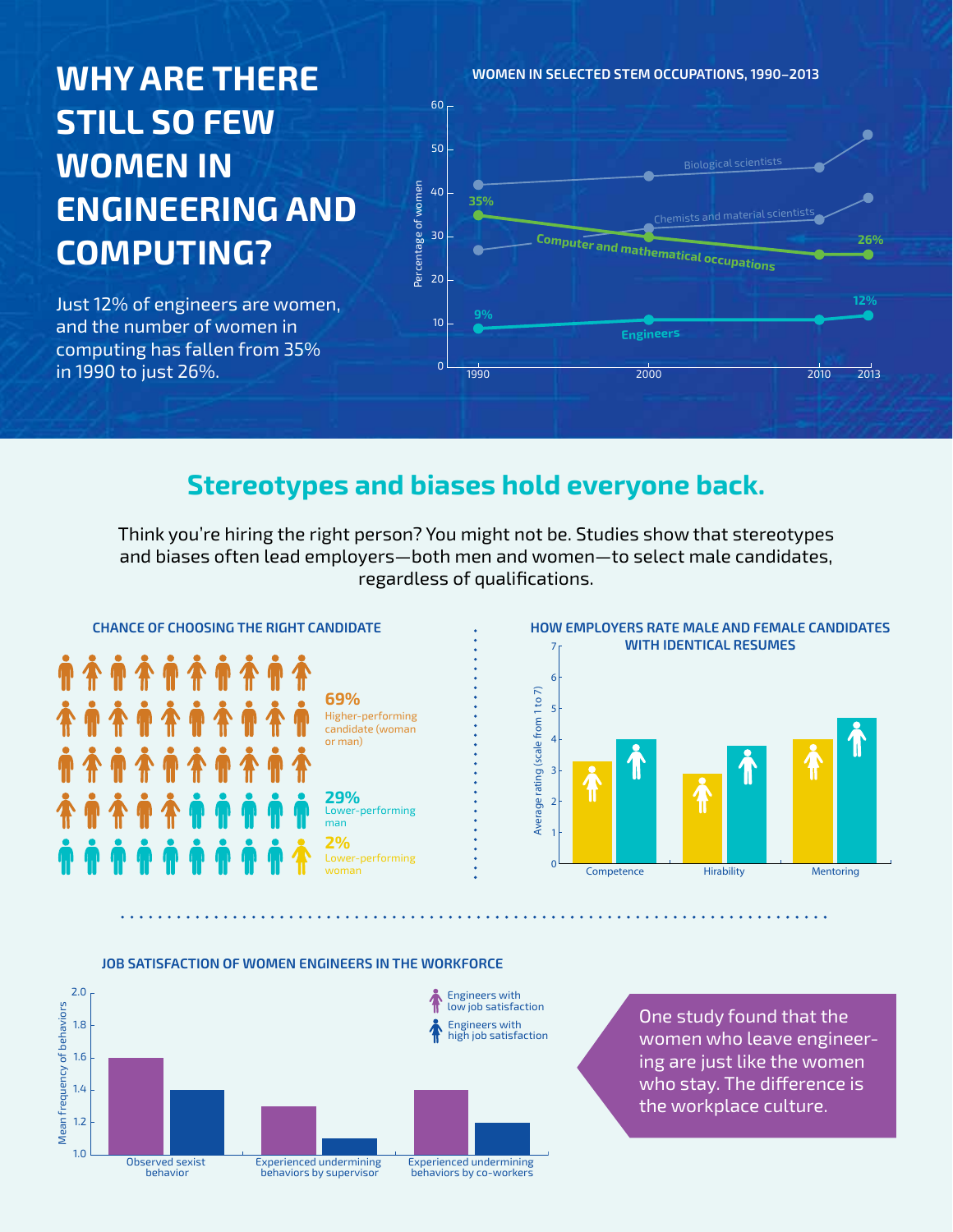# WHY ARE THERE STILL SO FEW WOMEN IN ENGINEERING AND COMPUTING?

Just 12% of engineers are women, and the number of women in computing has fallen from 35% in 1990 to just 26%.

**WOMEN IN SELECTED STEM OCCUPATIONS, 1990–2013**

Percentage of women

Biological scientists

Chemists and material scientists

Computer and mathematical occupations: 35% (1990), 26% (2013)

Engineers: 9% (1990), 12% (2013)

1990, 2000, 2010, 2013

## Stereotypes and biases hold everyone back.

Think you're hiring the right person? You might not be. Studies show that stereotypes and biases often lead employers—both men and women—to select male candidates, regardless of qualifications.

**CHANCE OF CHOOSING THE RIGHT CANDIDATE**

**69%** Higher-performing candidate (woman or man)

**29%** Lower-performing man

**2%** Lower-performing woman

**HOW EMPLOYERS RATE MALE AND FEMALE CANDIDATES WITH IDENTICAL RESUMES**

Average rating (scale from 1 to 7)

Competence, Hirability, Mentoring

**JOB SATISFACTION OF WOMEN ENGINEERS IN THE WORKFORCE**

Mean frequency of behaviors

Engineers with low job satisfaction

Engineers with high job satisfaction

Observed sexist behavior, Experienced undermining behaviors by supervisor, Experienced undermining behaviors by co-workers

One study found that the women who leave engineering are just like the women who stay. The difference is the workplace culture.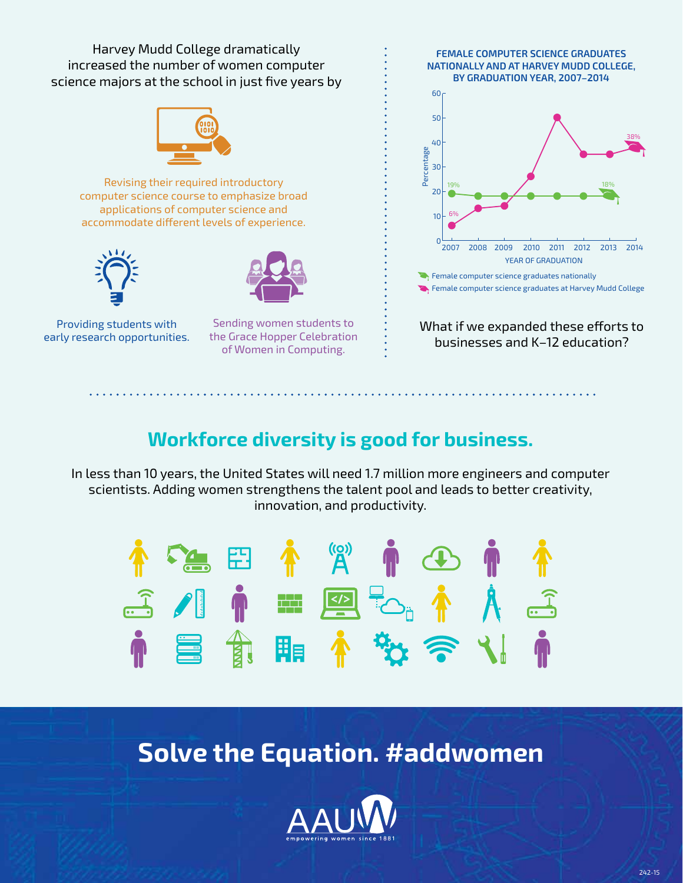Harvey Mudd College dramatically increased the number of women computer science majors at the school in just five years by

Revising their required introductory computer science course to emphasize broad applications of computer science and accommodate different levels of experience.

Providing students with early research opportunities.

Sending women students to the Grace Hopper Celebration of Women in Computing.

**FEMALE COMPUTER SCIENCE GRADUATES NATIONALLY AND AT HARVEY MUDD COLLEGE, BY GRADUATION YEAR, 2007–2014**

Percentage

0
10
20
30
40
50
60

2007 2008 2009 2010 2011 2012 2013 2014

YEAR OF GRADUATION

19%
18%
6%
38%

Female computer science graduates nationally

Female computer science graduates at Harvey Mudd College

What if we expanded these efforts to businesses and K–12 education?

## Workforce diversity is good for business.

In less than 10 years, the United States will need 1.7 million more engineers and computer scientists. Adding women strengthens the talent pool and leads to better creativity, innovation, and productivity.

# Solve the Equation. #addwomen

AAUW

empowering women since 1881

242-15